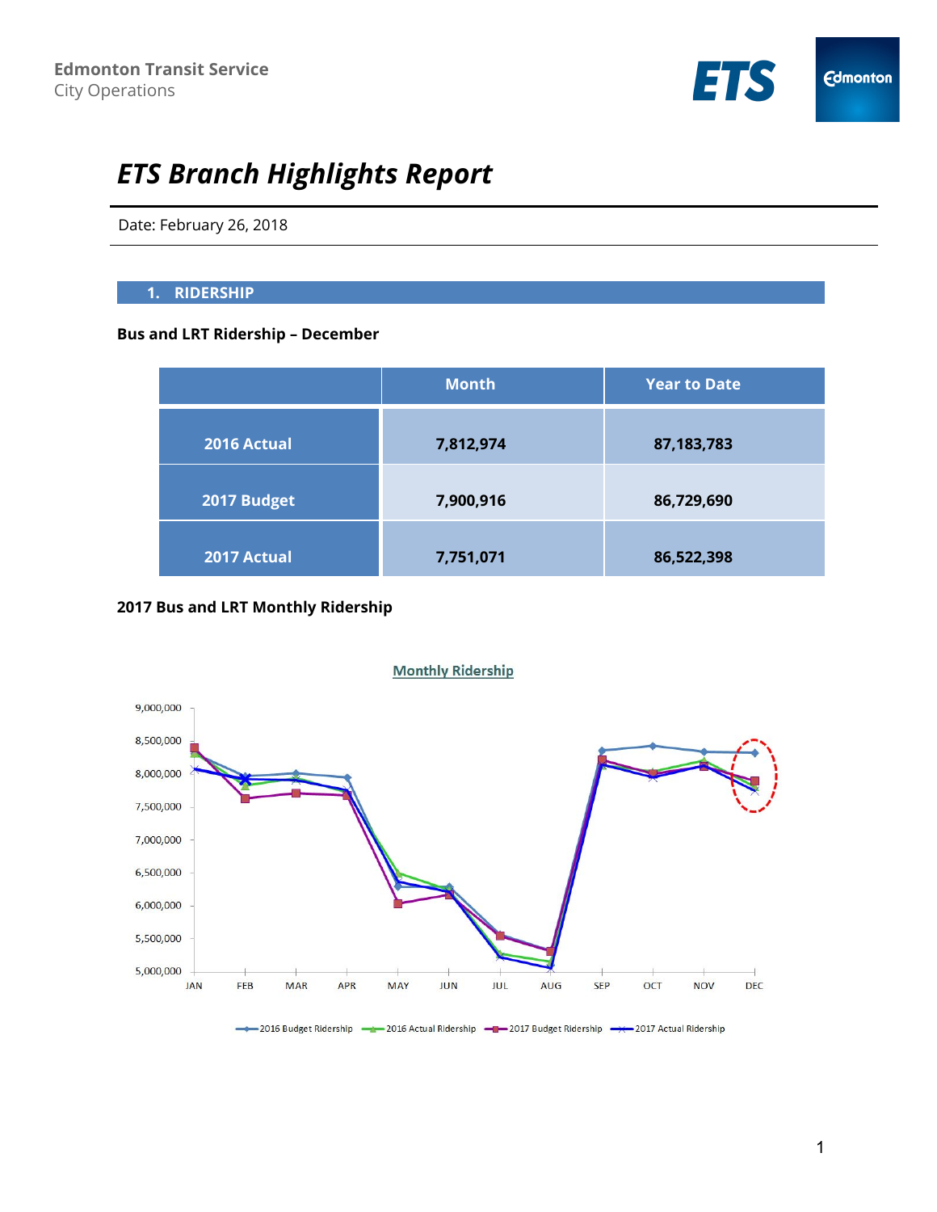Edmonton Transit Service
City Operations

# ETS Branch Highlights Report

Date: February 26, 2018

## 1. RIDERSHIP

**Bus and LRT Ridership – December**

| | Month | Year to Date |
|---|---|---|
| 2016 Actual | 7,812,974 | 87,183,783 |
| 2017 Budget | 7,900,916 | 86,729,690 |
| 2017 Actual | 7,751,071 | 86,522,398 |

**2017 Bus and LRT Monthly Ridership**

Monthly Ridership

9,000,000
8,500,000
8,000,000
7,500,000
7,000,000
6,500,000
6,000,000
5,500,000
5,000,000

JAN FEB MAR APR MAY JUN JUL AUG SEP OCT NOV DEC

2016 Budget Ridership | 2016 Actual Ridership | 2017 Budget Ridership | 2017 Actual Ridership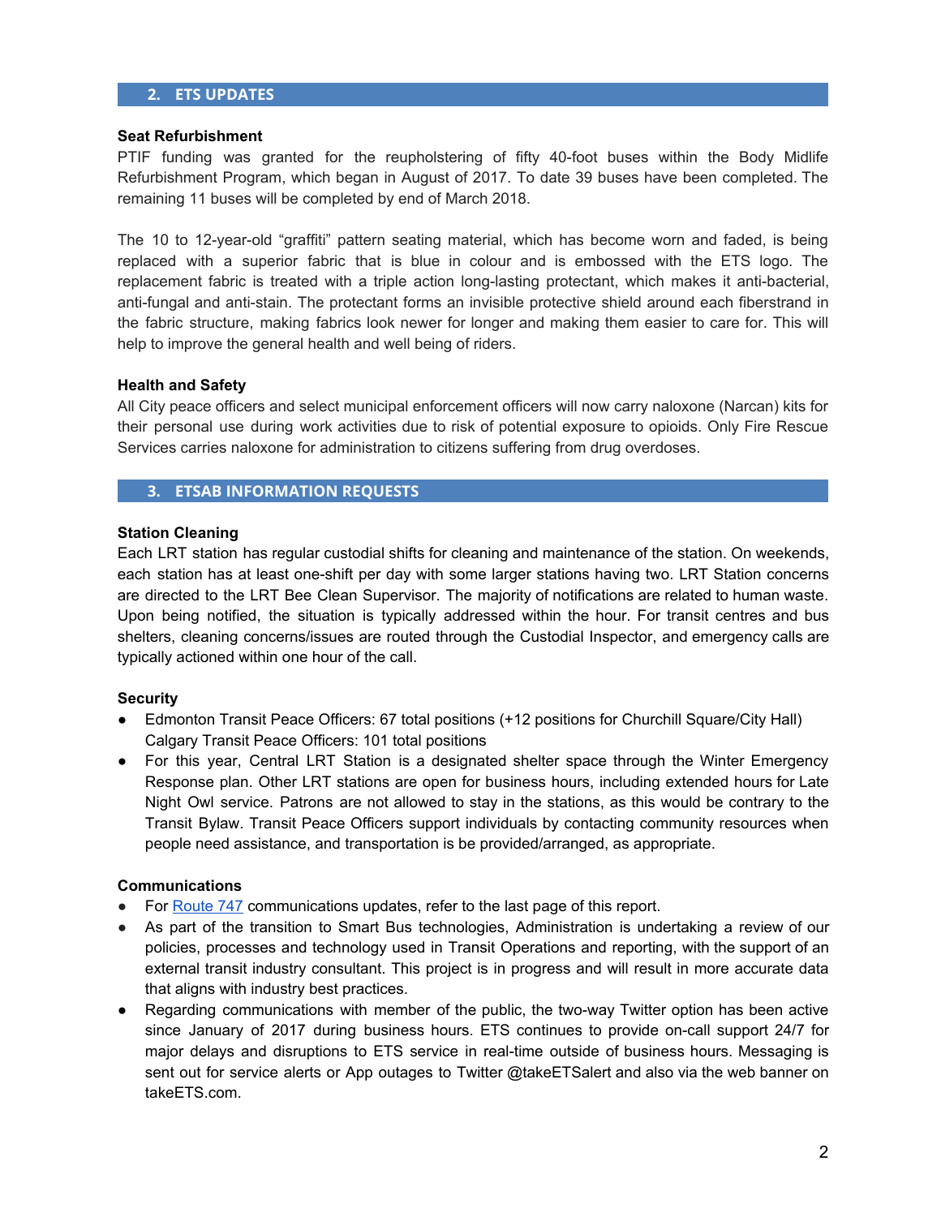## 2. ETS UPDATES

**Seat Refurbishment**

PTIF funding was granted for the reupholstering of fifty 40-foot buses within the Body Midlife Refurbishment Program, which began in August of 2017. To date 39 buses have been completed. The remaining 11 buses will be completed by end of March 2018.

The 10 to 12-year-old "graffiti" pattern seating material, which has become worn and faded, is being replaced with a superior fabric that is blue in colour and is embossed with the ETS logo. The replacement fabric is treated with a triple action long-lasting protectant, which makes it anti-bacterial, anti-fungal and anti-stain. The protectant forms an invisible protective shield around each fiberstrand in the fabric structure, making fabrics look newer for longer and making them easier to care for. This will help to improve the general health and well being of riders.

**Health and Safety**

All City peace officers and select municipal enforcement officers will now carry naloxone (Narcan) kits for their personal use during work activities due to risk of potential exposure to opioids. Only Fire Rescue Services carries naloxone for administration to citizens suffering from drug overdoses.

## 3. ETSAB INFORMATION REQUESTS

**Station Cleaning**

Each LRT station has regular custodial shifts for cleaning and maintenance of the station. On weekends, each station has at least one-shift per day with some larger stations having two. LRT Station concerns are directed to the LRT Bee Clean Supervisor. The majority of notifications are related to human waste. Upon being notified, the situation is typically addressed within the hour. For transit centres and bus shelters, cleaning concerns/issues are routed through the Custodial Inspector, and emergency calls are typically actioned within one hour of the call.

**Security**

- Edmonton Transit Peace Officers: 67 total positions (+12 positions for Churchill Square/City Hall)
  Calgary Transit Peace Officers: 101 total positions
- For this year, Central LRT Station is a designated shelter space through the Winter Emergency Response plan. Other LRT stations are open for business hours, including extended hours for Late Night Owl service. Patrons are not allowed to stay in the stations, as this would be contrary to the Transit Bylaw. Transit Peace Officers support individuals by contacting community resources when people need assistance, and transportation is be provided/arranged, as appropriate.

**Communications**

- For Route 747 communications updates, refer to the last page of this report.
- As part of the transition to Smart Bus technologies, Administration is undertaking a review of our policies, processes and technology used in Transit Operations and reporting, with the support of an external transit industry consultant. This project is in progress and will result in more accurate data that aligns with industry best practices.
- Regarding communications with member of the public, the two-way Twitter option has been active since January of 2017 during business hours. ETS continues to provide on-call support 24/7 for major delays and disruptions to ETS service in real-time outside of business hours. Messaging is sent out for service alerts or App outages to Twitter @takeETSalert and also via the web banner on takeETS.com.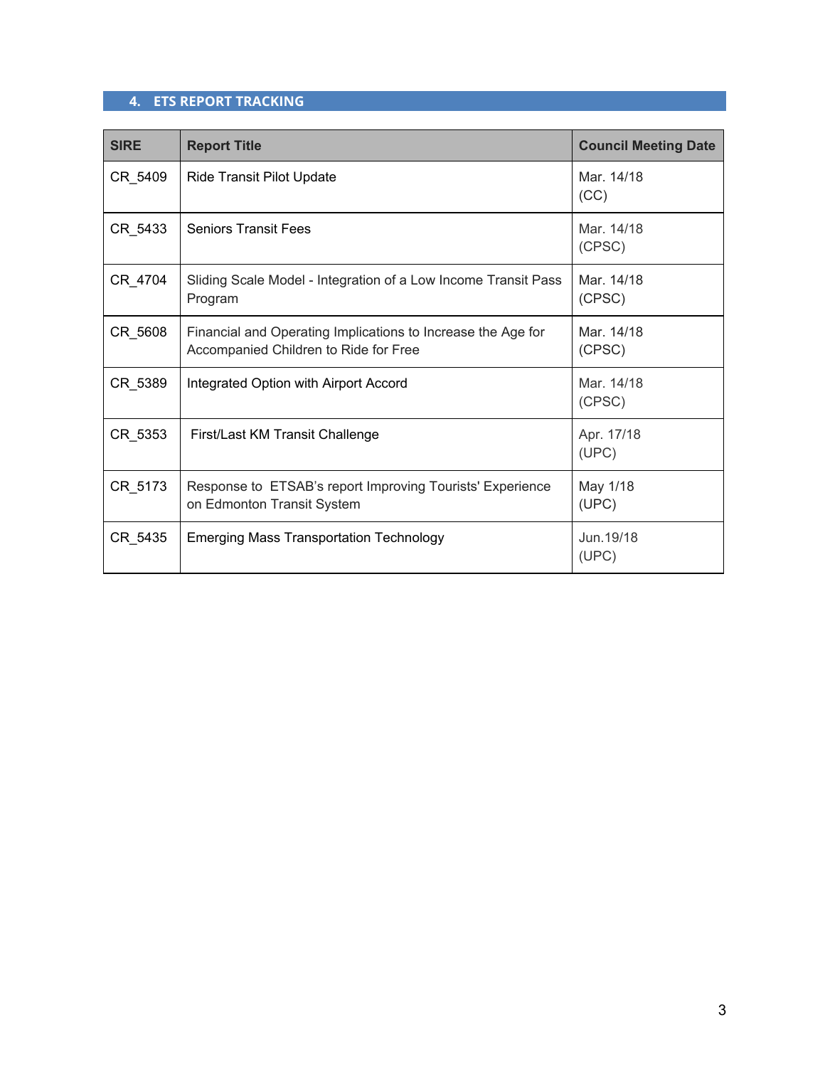## 4. ETS REPORT TRACKING

| SIRE | Report Title | Council Meeting Date |
| --- | --- | --- |
| CR_5409 | Ride Transit Pilot Update | Mar. 14/18 (CC) |
| CR_5433 | Seniors Transit Fees | Mar. 14/18 (CPSC) |
| CR_4704 | Sliding Scale Model - Integration of a Low Income Transit Pass Program | Mar. 14/18 (CPSC) |
| CR_5608 | Financial and Operating Implications to Increase the Age for Accompanied Children to Ride for Free | Mar. 14/18 (CPSC) |
| CR_5389 | Integrated Option with Airport Accord | Mar. 14/18 (CPSC) |
| CR_5353 | First/Last KM Transit Challenge | Apr. 17/18 (UPC) |
| CR_5173 | Response to ETSAB's report Improving Tourists' Experience on Edmonton Transit System | May 1/18 (UPC) |
| CR_5435 | Emerging Mass Transportation Technology | Jun.19/18 (UPC) |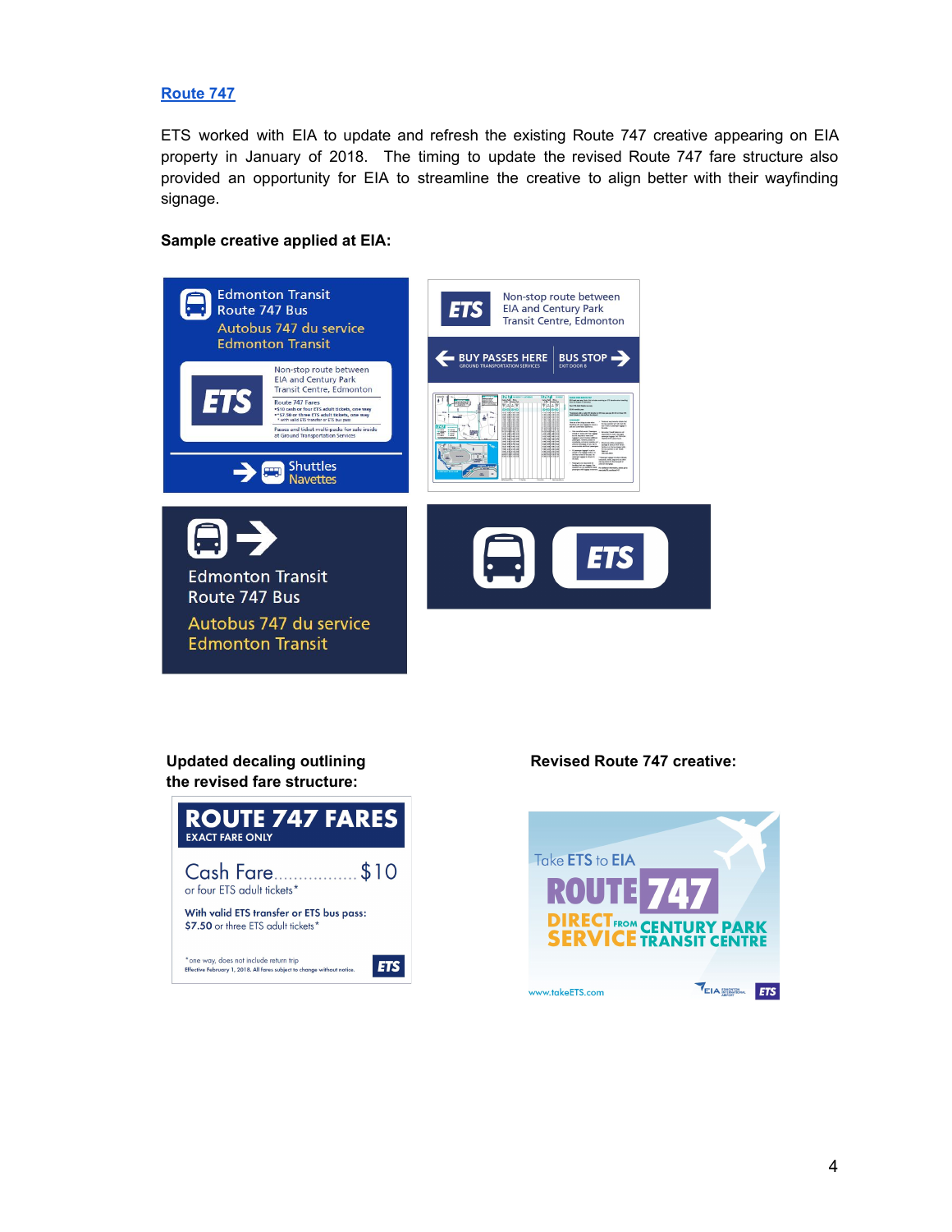[Route 747](#)

ETS worked with EIA to update and refresh the existing Route 747 creative appearing on EIA property in January of 2018. The timing to update the revised Route 747 fare structure also provided an opportunity for EIA to streamline the creative to align better with their wayfinding signage.

**Sample creative applied at EIA:**

Edmonton Transit
Route 747 Bus
Autobus 747 du service
Edmonton Transit

ETS
Non-stop route between EIA and Century Park Transit Centre, Edmonton

Route 747 Fares
•$10 cash or four ETS adult tickets, one way
•*$7.50 or three ETS adult tickets, one way
*with valid ETS transfer or ETS bus pass

Passes and ticket multi-packs for sale inside at Ground Transportation Services

Shuttles
Navettes

ETS
Non-stop route between EIA and Century Park Transit Centre, Edmonton

BUY PASSES HERE
GROUND TRANSPORTATION SERVICES

BUS STOP
EXIT DOOR 8

Edmonton Transit
Route 747 Bus
Autobus 747 du service
Edmonton Transit

ETS

**Updated decaling outlining the revised fare structure:**

ROUTE 747 FARES
EXACT FARE ONLY

Cash Fare................. $10
or four ETS adult tickets*

With valid ETS transfer or ETS bus pass:
$7.50 or three ETS adult tickets*

*one way, does not include return trip
Effective February 1, 2018. All fares subject to change without notice.

ETS

**Revised Route 747 creative:**

Take ETS to EIA
ROUTE 747
DIRECT SERVICE FROM CENTURY PARK TRANSIT CENTRE

www.takeETS.com

EIA EDMONTON INTERNATIONAL AIRPORT

ETS